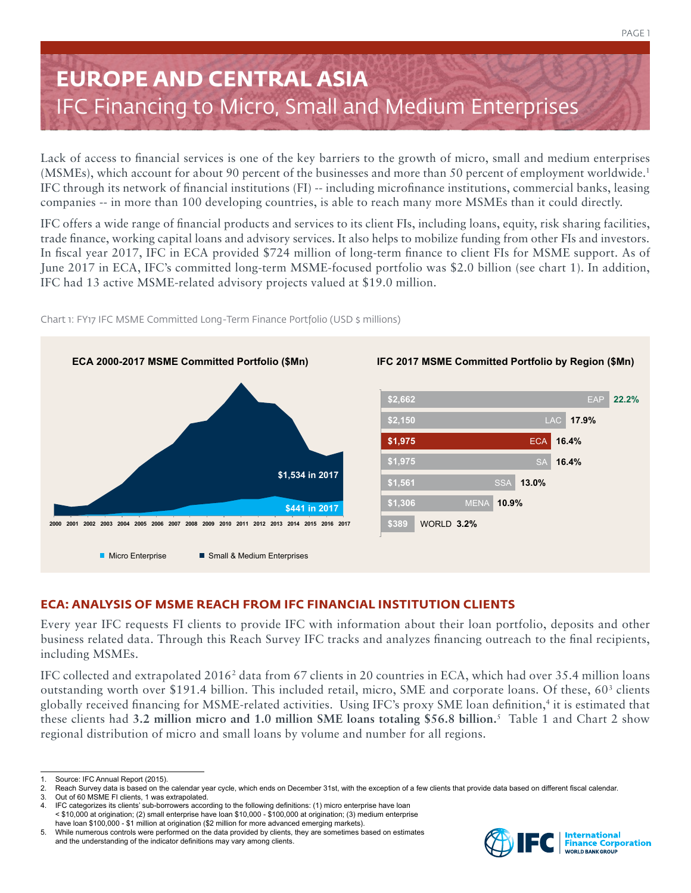# EUROPE AND CENTRAL ASIA

## IFC Financing to Micro, Small and Medium Enterprises

Lack of access to financial services is one of the key barriers to the growth of micro, small and medium enterprises (MSMEs), which account for about 90 percent of the businesses and more than 50 percent of employment worldwide.[1] IFC through its network of financial institutions (FI) -- including microfinance institutions, commercial banks, leasing companies -- in more than 100 developing countries, is able to reach many more MSMEs than it could directly.

IFC offers a wide range of financial products and services to its client FIs, including loans, equity, risk sharing facilities, trade finance, working capital loans and advisory services. It also helps to mobilize funding from other FIs and investors. In fiscal year 2017, IFC in ECA provided $724 million of long-term finance to client FIs for MSME support. As of June 2017 in ECA, IFC's committed long-term MSME-focused portfolio was $2.0 billion (see chart 1). In addition, IFC had 13 active MSME-related advisory projects valued at $19.0 million.

Chart 1: FY17 IFC MSME Committed Long-Term Finance Portfolio (USD $ millions)

**ECA 2000-2017 MSME Committed Portfolio ($Mn)**

Years: 2000–2017. $1,534 in 2017 (Small & Medium Enterprises); $441 in 2017 (Micro Enterprise)

Legend: Micro Enterprise; Small & Medium Enterprises

**IFC 2017 MSME Committed Portfolio by Region ($Mn)**

| Region | $Mn | Share |
|---|---|---|
| EAP | $2,662 | 22.2% |
| LAC | $2,150 | 17.9% |
| ECA | $1,975 | 16.4% |
| SA | $1,975 | 16.4% |
| SSA | $1,561 | 13.0% |
| MENA | $1,306 | 10.9% |
| WORLD | $389 | 3.2% |

## ECA: ANALYSIS OF MSME REACH FROM IFC FINANCIAL INSTITUTION CLIENTS

Every year IFC requests FI clients to provide IFC with information about their loan portfolio, deposits and other business related data. Through this Reach Survey IFC tracks and analyzes financing outreach to the final recipients, including MSMEs.

IFC collected and extrapolated 2016[2] data from 67 clients in 20 countries in ECA, which had over 35.4 million loans outstanding worth over $191.4 billion. This included retail, micro, SME and corporate loans. Of these, 60[3] clients globally received financing for MSME-related activities. Using IFC's proxy SME loan definition,[4] it is estimated that these clients had **3.2 million micro and 1.0 million SME loans totaling $56.8 billion.**[5] Table 1 and Chart 2 show regional distribution of micro and small loans by volume and number for all regions.

---

1. Source: IFC Annual Report (2015).
2. Reach Survey data is based on the calendar year cycle, which ends on December 31st, with the exception of a few clients that provide data based on different fiscal calendar.
3. Out of 60 MSME FI clients, 1 was extrapolated.
4. IFC categorizes its clients' sub-borrowers according to the following definitions: (1) micro enterprise have loan < $10,000 at origination; (2) small enterprise have loan $10,000 - $100,000 at origination; (3) medium enterprise have loan $100,000 - $1 million at origination ($2 million for more advanced emerging markets).
5. While numerous controls were performed on the data provided by clients, they are sometimes based on estimates and the understanding of the indicator definitions may vary among clients.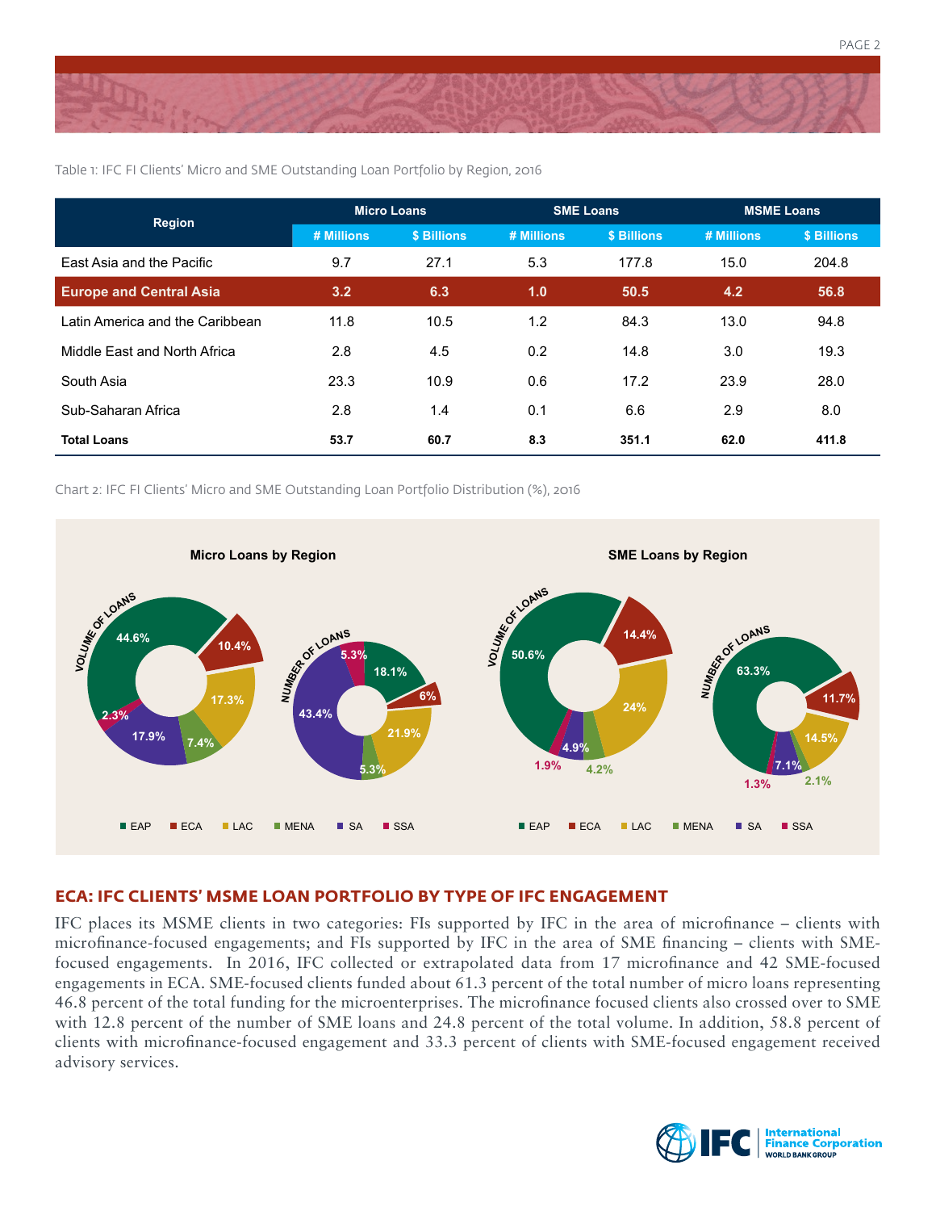Table 1: IFC FI Clients' Micro and SME Outstanding Loan Portfolio by Region, 2016

| Region | Micro Loans | | SME Loans | | MSME Loans | |
|---|---|---|---|---|---|---|
| | # Millions | $ Billions | # Millions | $ Billions | # Millions | $ Billions |
| East Asia and the Pacific | 9.7 | 27.1 | 5.3 | 177.8 | 15.0 | 204.8 |
| **Europe and Central Asia** | **3.2** | **6.3** | **1.0** | **50.5** | **4.2** | **56.8** |
| Latin America and the Caribbean | 11.8 | 10.5 | 1.2 | 84.3 | 13.0 | 94.8 |
| Middle East and North Africa | 2.8 | 4.5 | 0.2 | 14.8 | 3.0 | 19.3 |
| South Asia | 23.3 | 10.9 | 0.6 | 17.2 | 23.9 | 28.0 |
| Sub-Saharan Africa | 2.8 | 1.4 | 0.1 | 6.6 | 2.9 | 8.0 |
| **Total Loans** | **53.7** | **60.7** | **8.3** | **351.1** | **62.0** | **411.8** |

Chart 2: IFC FI Clients' Micro and SME Outstanding Loan Portfolio Distribution (%), 2016

**Micro Loans by Region**

| Region | Volume of Loans | Number of Loans |
|---|---|---|
| EAP | 44.6% | 18.1% |
| ECA | 10.4% | 6% |
| LAC | 17.3% | 21.9% |
| MENA | 7.4% | 5.3% |
| SA | 17.9% | 43.4% |
| SSA | 2.3% | 5.3% |

**SME Loans by Region**

| Region | Volume of Loans | Number of Loans |
|---|---|---|
| EAP | 50.6% | 63.3% |
| ECA | 14.4% | 11.7% |
| LAC | 24% | 14.5% |
| MENA | 4.2% | 2.1% |
| SA | 4.9% | 7.1% |
| SSA | 1.9% | 1.3% |

## ECA: IFC CLIENTS' MSME LOAN PORTFOLIO BY TYPE OF IFC ENGAGEMENT

IFC places its MSME clients in two categories: FIs supported by IFC in the area of microfinance – clients with microfinance-focused engagements; and FIs supported by IFC in the area of SME financing – clients with SME-focused engagements. In 2016, IFC collected or extrapolated data from 17 microfinance and 42 SME-focused engagements in ECA. SME-focused clients funded about 61.3 percent of the total number of micro loans representing 46.8 percent of the total funding for the microenterprises. The microfinance focused clients also crossed over to SME with 12.8 percent of the number of SME loans and 24.8 percent of the total volume. In addition, 58.8 percent of clients with microfinance-focused engagement and 33.3 percent of clients with SME-focused engagement received advisory services.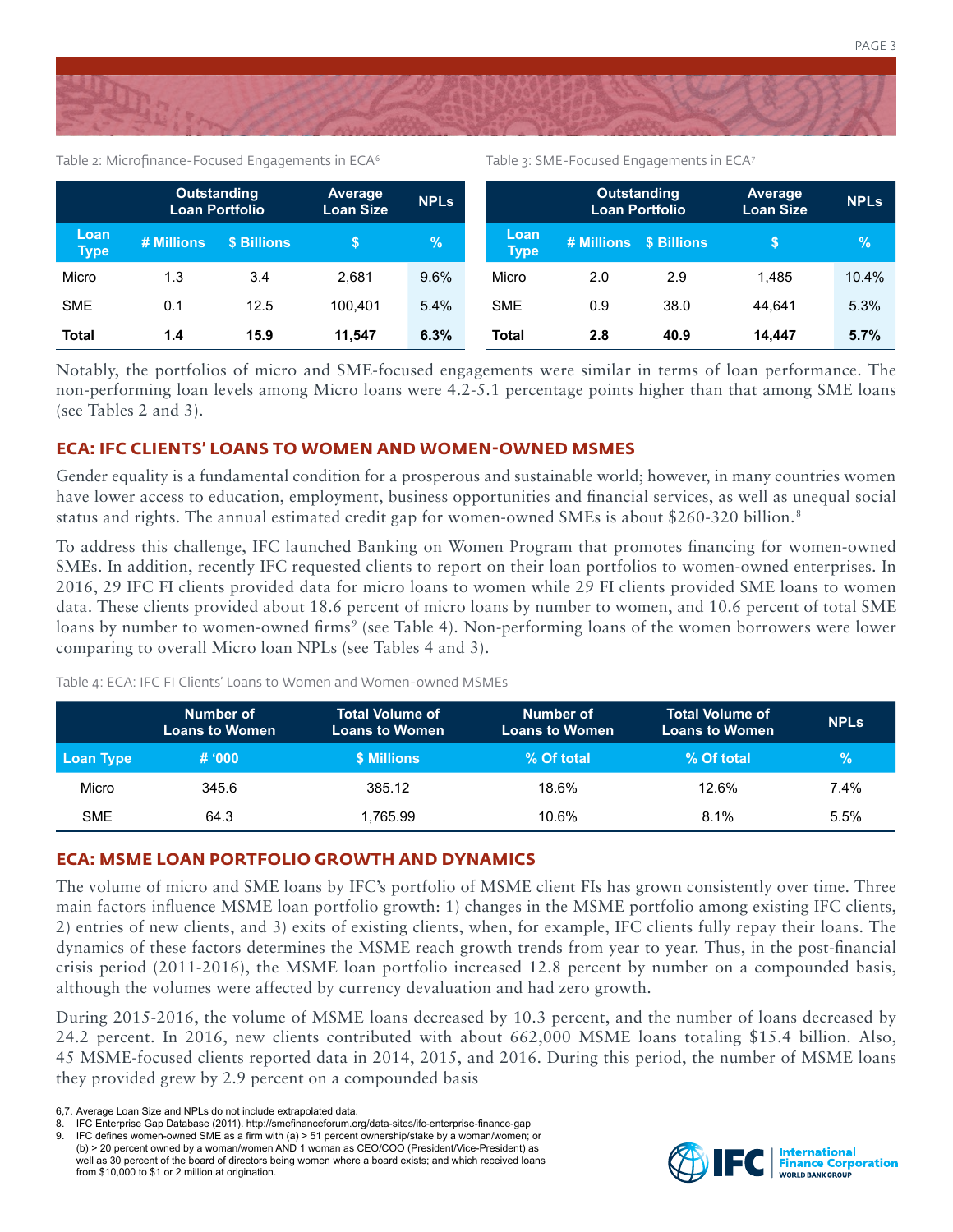Table 2: Microfinance-Focused Engagements in ECA[6]

| | Outstanding Loan Portfolio | | Average Loan Size | NPLs |
|---|---|---|---|---|
| Loan Type | # Millions | $ Billions | $ | % |
| Micro | 1.3 | 3.4 | 2,681 | 9.6% |
| SME | 0.1 | 12.5 | 100,401 | 5.4% |
| **Total** | **1.4** | **15.9** | **11,547** | **6.3%** |

Table 3: SME-Focused Engagements in ECA[7]

| | Outstanding Loan Portfolio | | Average Loan Size | NPLs |
|---|---|---|---|---|
| Loan Type | # Millions | $ Billions | $ | % |
| Micro | 2.0 | 2.9 | 1,485 | 10.4% |
| SME | 0.9 | 38.0 | 44,641 | 5.3% |
| **Total** | **2.8** | **40.9** | **14,447** | **5.7%** |

Notably, the portfolios of micro and SME-focused engagements were similar in terms of loan performance. The non-performing loan levels among Micro loans were 4.2-5.1 percentage points higher than that among SME loans (see Tables 2 and 3).

## ECA: IFC CLIENTS' LOANS TO WOMEN AND WOMEN-OWNED MSMES

Gender equality is a fundamental condition for a prosperous and sustainable world; however, in many countries women have lower access to education, employment, business opportunities and financial services, as well as unequal social status and rights. The annual estimated credit gap for women-owned SMEs is about $260-320 billion.[8]

To address this challenge, IFC launched Banking on Women Program that promotes financing for women-owned SMEs. In addition, recently IFC requested clients to report on their loan portfolios to women-owned enterprises. In 2016, 29 IFC FI clients provided data for micro loans to women while 29 FI clients provided SME loans to women data. These clients provided about 18.6 percent of micro loans by number to women, and 10.6 percent of total SME loans by number to women-owned firms[9] (see Table 4). Non-performing loans of the women borrowers were lower comparing to overall Micro loan NPLs (see Tables 4 and 3).

Table 4: ECA: IFC FI Clients' Loans to Women and Women-owned MSMEs

| | Number of Loans to Women | Total Volume of Loans to Women | Number of Loans to Women | Total Volume of Loans to Women | NPLs |
|---|---|---|---|---|---|
| Loan Type | # '000 | $ Millions | % Of total | % Of total | % |
| Micro | 345.6 | 385.12 | 18.6% | 12.6% | 7.4% |
| SME | 64.3 | 1,765.99 | 10.6% | 8.1% | 5.5% |

## ECA: MSME LOAN PORTFOLIO GROWTH AND DYNAMICS

The volume of micro and SME loans by IFC's portfolio of MSME client FIs has grown consistently over time. Three main factors influence MSME loan portfolio growth: 1) changes in the MSME portfolio among existing IFC clients, 2) entries of new clients, and 3) exits of existing clients, when, for example, IFC clients fully repay their loans. The dynamics of these factors determines the MSME reach growth trends from year to year. Thus, in the post-financial crisis period (2011-2016), the MSME loan portfolio increased 12.8 percent by number on a compounded basis, although the volumes were affected by currency devaluation and had zero growth.

During 2015-2016, the volume of MSME loans decreased by 10.3 percent, and the number of loans decreased by 24.2 percent. In 2016, new clients contributed with about 662,000 MSME loans totaling $15.4 billion. Also, 45 MSME-focused clients reported data in 2014, 2015, and 2016. During this period, the number of MSME loans they provided grew by 2.9 percent on a compounded basis

---

6,7. Average Loan Size and NPLs do not include extrapolated data.
8. IFC Enterprise Gap Database (2011). http://smefinanceforum.org/data-sites/ifc-enterprise-finance-gap
9. IFC defines women-owned SME as a firm with (a) > 51 percent ownership/stake by a woman/women; or (b) > 20 percent owned by a woman/women AND 1 woman as CEO/COO (President/Vice-President) as well as 30 percent of the board of directors being women where a board exists; and which received loans from $10,000 to $1 or 2 million at origination.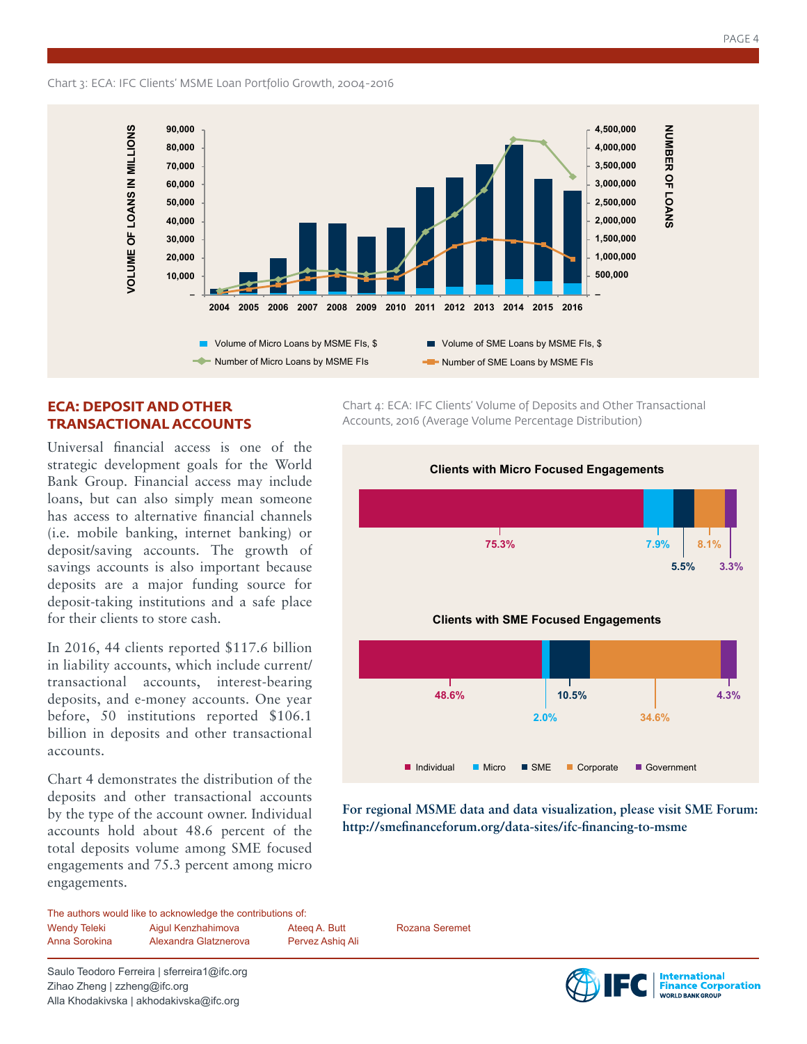Chart 3: ECA: IFC Clients' MSME Loan Portfolio Growth, 2004-2016

VOLUME OF LOANS IN MILLIONS

90,000
80,000
70,000
60,000
50,000
40,000
30,000
20,000
10,000
–

NUMBER OF LOANS

4,500,000
4,000,000
3,500,000
3,000,000
2,500,000
2,000,000
1,500,000
1,000,000
500,000
–

2004 2005 2006 2007 2008 2009 2010 2011 2012 2013 2014 2015 2016

Volume of Micro Loans by MSME FIs, $
Volume of SME Loans by MSME FIs, $
Number of Micro Loans by MSME FIs
Number of SME Loans by MSME FIs

## ECA: DEPOSIT AND OTHER TRANSACTIONAL ACCOUNTS

Universal financial access is one of the strategic development goals for the World Bank Group. Financial access may include loans, but can also simply mean someone has access to alternative financial channels (i.e. mobile banking, internet banking) or deposit/saving accounts. The growth of savings accounts is also important because deposits are a major funding source for deposit-taking institutions and a safe place for their clients to store cash.

In 2016, 44 clients reported $117.6 billion in liability accounts, which include current/transactional accounts, interest-bearing deposits, and e-money accounts. One year before, 50 institutions reported $106.1 billion in deposits and other transactional accounts.

Chart 4 demonstrates the distribution of the deposits and other transactional accounts by the type of the account owner. Individual accounts hold about 48.6 percent of the total deposits volume among SME focused engagements and 75.3 percent among micro engagements.

Chart 4: ECA: IFC Clients' Volume of Deposits and Other Transactional Accounts, 2016 (Average Volume Percentage Distribution)

Clients with Micro Focused Engagements

75.3%
7.9%
5.5%
8.1%
3.3%

Clients with SME Focused Engagements

48.6%
2.0%
10.5%
34.6%
4.3%

Individual
Micro
SME
Corporate
Government

**For regional MSME data and data visualization, please visit SME Forum: http://smefinanceforum.org/data-sites/ifc-financing-to-msme**

The authors would like to acknowledge the contributions of:

Wendy Teleki, Aigul Kenzhahimova, Ateeq A. Butt, Rozana Seremet, Anna Sorokina, Alexandra Glatznerova, Pervez Ashiq Ali

Saulo Teodoro Ferreira | sferreira1@ifc.org
Zihao Zheng | zzheng@ifc.org
Alla Khodakivska | akhodakivska@ifc.org

IFC International Finance Corporation
WORLD BANK GROUP